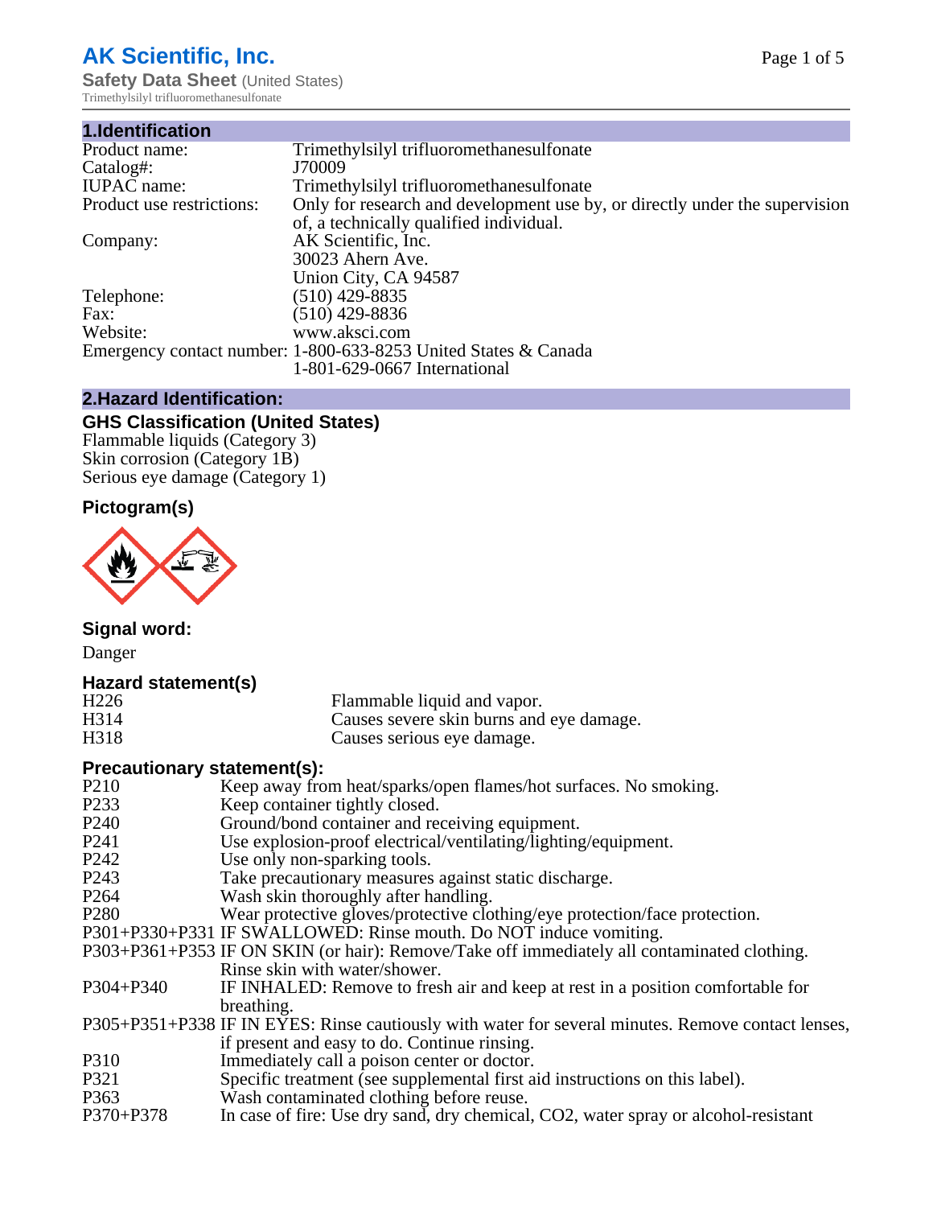# AK Scientific, Inc.

**Safety Data Sheet** (United States)

Trimethylsilyl trifluoromethanesulfonate

## 1.Identification

| | |
|---|---|
| Product name: | Trimethylsilyl trifluoromethanesulfonate |
| Catalog#: | J70009 |
| IUPAC name: | Trimethylsilyl trifluoromethanesulfonate |
| Product use restrictions: | Only for research and development use by, or directly under the supervision of, a technically qualified individual. |
| Company: | AK Scientific, Inc.<br>30023 Ahern Ave.<br>Union City, CA 94587 |
| Telephone: | (510) 429-8835 |
| Fax: | (510) 429-8836 |
| Website: | www.aksci.com |
| Emergency contact number: | 1-800-633-8253 United States & Canada<br>1-801-629-0667 International |

## 2.Hazard Identification:

### GHS Classification (United States)

Flammable liquids (Category 3)
Skin corrosion (Category 1B)
Serious eye damage (Category 1)

### Pictogram(s)

### Signal word:

Danger

### Hazard statement(s)

| | |
|---|---|
| H226 | Flammable liquid and vapor. |
| H314 | Causes severe skin burns and eye damage. |
| H318 | Causes serious eye damage. |

### Precautionary statement(s):

| | |
|---|---|
| P210 | Keep away from heat/sparks/open flames/hot surfaces. No smoking. |
| P233 | Keep container tightly closed. |
| P240 | Ground/bond container and receiving equipment. |
| P241 | Use explosion-proof electrical/ventilating/lighting/equipment. |
| P242 | Use only non-sparking tools. |
| P243 | Take precautionary measures against static discharge. |
| P264 | Wash skin thoroughly after handling. |
| P280 | Wear protective gloves/protective clothing/eye protection/face protection. |
| P301+P330+P331 | IF SWALLOWED: Rinse mouth. Do NOT induce vomiting. |
| P303+P361+P353 | IF ON SKIN (or hair): Remove/Take off immediately all contaminated clothing. Rinse skin with water/shower. |
| P304+P340 | IF INHALED: Remove to fresh air and keep at rest in a position comfortable for breathing. |
| P305+P351+P338 | IF IN EYES: Rinse cautiously with water for several minutes. Remove contact lenses, if present and easy to do. Continue rinsing. |
| P310 | Immediately call a poison center or doctor. |
| P321 | Specific treatment (see supplemental first aid instructions on this label). |
| P363 | Wash contaminated clothing before reuse. |
| P370+P378 | In case of fire: Use dry sand, dry chemical, CO2, water spray or alcohol-resistant |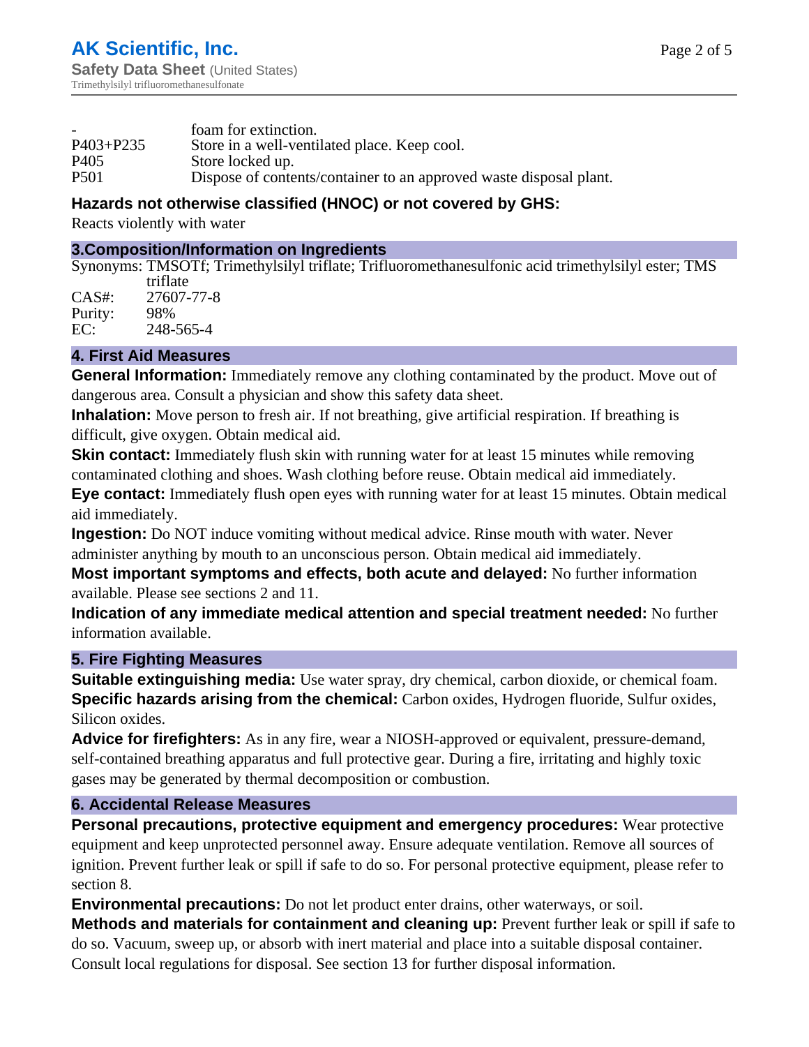| | |
|---|---|
| - | foam for extinction. |
| P403+P235 | Store in a well-ventilated place. Keep cool. |
| P405 | Store locked up. |
| P501 | Dispose of contents/container to an approved waste disposal plant. |

### Hazards not otherwise classified (HNOC) or not covered by GHS:

Reacts violently with water

## 3.Composition/Information on Ingredients

Synonyms: TMSOTf; Trimethylsilyl triflate; Trifluoromethanesulfonic acid trimethylsilyl ester; TMS triflate
CAS#: 27607-77-8
Purity: 98%
EC: 248-565-4

## 4. First Aid Measures

**General Information:** Immediately remove any clothing contaminated by the product. Move out of dangerous area. Consult a physician and show this safety data sheet.

**Inhalation:** Move person to fresh air. If not breathing, give artificial respiration. If breathing is difficult, give oxygen. Obtain medical aid.

**Skin contact:** Immediately flush skin with running water for at least 15 minutes while removing contaminated clothing and shoes. Wash clothing before reuse. Obtain medical aid immediately.

**Eye contact:** Immediately flush open eyes with running water for at least 15 minutes. Obtain medical aid immediately.

**Ingestion:** Do NOT induce vomiting without medical advice. Rinse mouth with water. Never administer anything by mouth to an unconscious person. Obtain medical aid immediately.

**Most important symptoms and effects, both acute and delayed:** No further information available. Please see sections 2 and 11.

**Indication of any immediate medical attention and special treatment needed:** No further information available.

## 5. Fire Fighting Measures

**Suitable extinguishing media:** Use water spray, dry chemical, carbon dioxide, or chemical foam.

**Specific hazards arising from the chemical:** Carbon oxides, Hydrogen fluoride, Sulfur oxides, Silicon oxides.

**Advice for firefighters:** As in any fire, wear a NIOSH-approved or equivalent, pressure-demand, self-contained breathing apparatus and full protective gear. During a fire, irritating and highly toxic gases may be generated by thermal decomposition or combustion.

## 6. Accidental Release Measures

**Personal precautions, protective equipment and emergency procedures:** Wear protective equipment and keep unprotected personnel away. Ensure adequate ventilation. Remove all sources of ignition. Prevent further leak or spill if safe to do so. For personal protective equipment, please refer to section 8.

**Environmental precautions:** Do not let product enter drains, other waterways, or soil.

**Methods and materials for containment and cleaning up:** Prevent further leak or spill if safe to do so. Vacuum, sweep up, or absorb with inert material and place into a suitable disposal container. Consult local regulations for disposal. See section 13 for further disposal information.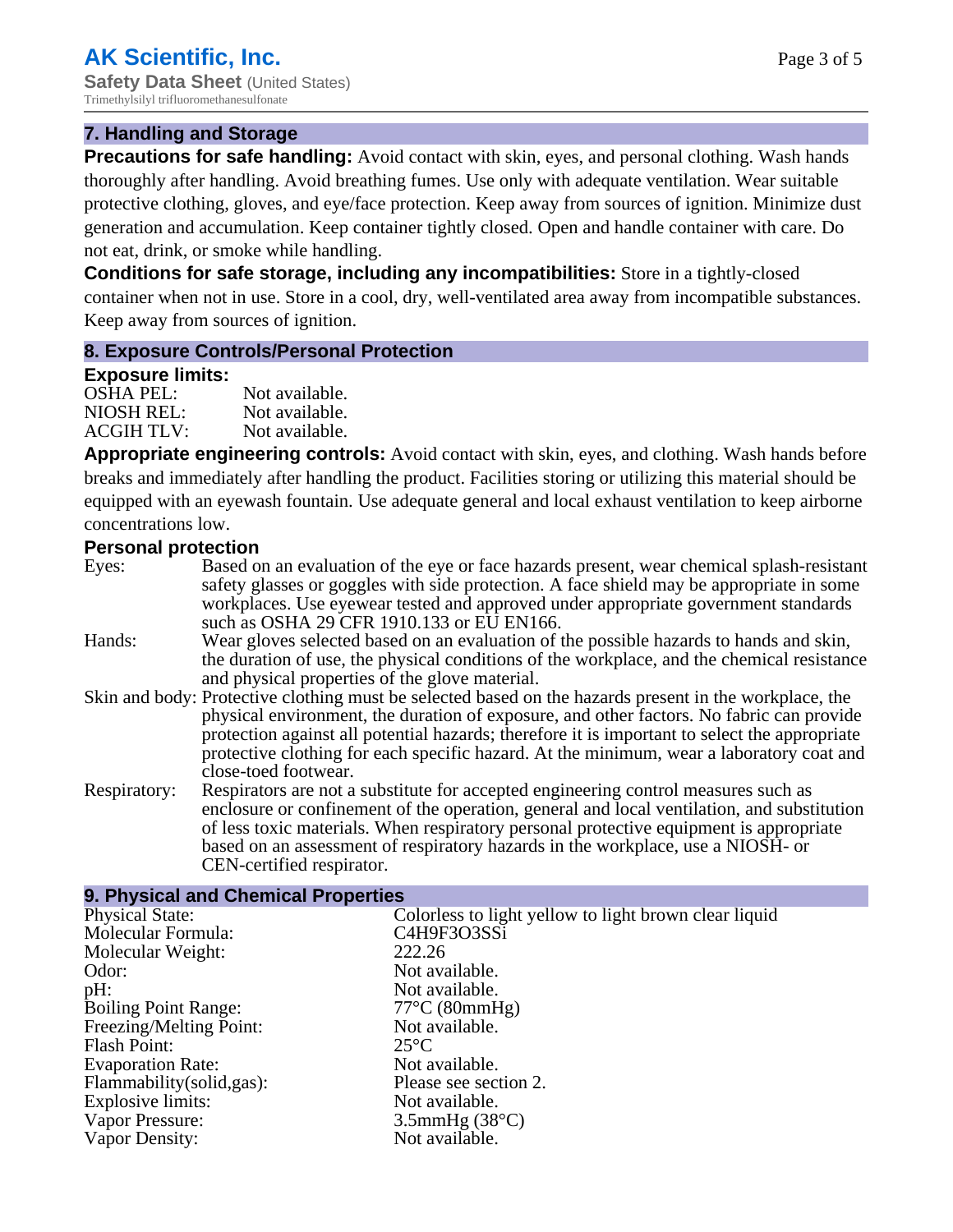## 7. Handling and Storage

**Precautions for safe handling:** Avoid contact with skin, eyes, and personal clothing. Wash hands thoroughly after handling. Avoid breathing fumes. Use only with adequate ventilation. Wear suitable protective clothing, gloves, and eye/face protection. Keep away from sources of ignition. Minimize dust generation and accumulation. Keep container tightly closed. Open and handle container with care. Do not eat, drink, or smoke while handling.

**Conditions for safe storage, including any incompatibilities:** Store in a tightly-closed container when not in use. Store in a cool, dry, well-ventilated area away from incompatible substances. Keep away from sources of ignition.

## 8. Exposure Controls/Personal Protection

### Exposure limits:

| | |
|---|---|
| OSHA PEL: | Not available. |
| NIOSH REL: | Not available. |
| ACGIH TLV: | Not available. |

**Appropriate engineering controls:** Avoid contact with skin, eyes, and clothing. Wash hands before breaks and immediately after handling the product. Facilities storing or utilizing this material should be equipped with an eyewash fountain. Use adequate general and local exhaust ventilation to keep airborne concentrations low.

### Personal protection

| | |
|---|---|
| Eyes: | Based on an evaluation of the eye or face hazards present, wear chemical splash-resistant safety glasses or goggles with side protection. A face shield may be appropriate in some workplaces. Use eyewear tested and approved under appropriate government standards such as OSHA 29 CFR 1910.133 or EU EN166. |
| Hands: | Wear gloves selected based on an evaluation of the possible hazards to hands and skin, the duration of use, the physical conditions of the workplace, and the chemical resistance and physical properties of the glove material. |
| Skin and body: | Protective clothing must be selected based on the hazards present in the workplace, the physical environment, the duration of exposure, and other factors. No fabric can provide protection against all potential hazards; therefore it is important to select the appropriate protective clothing for each specific hazard. At the minimum, wear a laboratory coat and close-toed footwear. |
| Respiratory: | Respirators are not a substitute for accepted engineering control measures such as enclosure or confinement of the operation, general and local ventilation, and substitution of less toxic materials. When respiratory personal protective equipment is appropriate based on an assessment of respiratory hazards in the workplace, use a NIOSH- or CEN-certified respirator. |

## 9. Physical and Chemical Properties

| | |
|---|---|
| Physical State: | Colorless to light yellow to light brown clear liquid |
| Molecular Formula: | $C_4H_9F_3O_3SSi$ |
| Molecular Weight: | 222.26 |
| Odor: | Not available. |
| pH: | Not available. |
| Boiling Point Range: | 77°C (80mmHg) |
| Freezing/Melting Point: | Not available. |
| Flash Point: | 25°C |
| Evaporation Rate: | Not available. |
| Flammability(solid,gas): | Please see section 2. |
| Explosive limits: | Not available. |
| Vapor Pressure: | 3.5mmHg (38°C) |
| Vapor Density: | Not available. |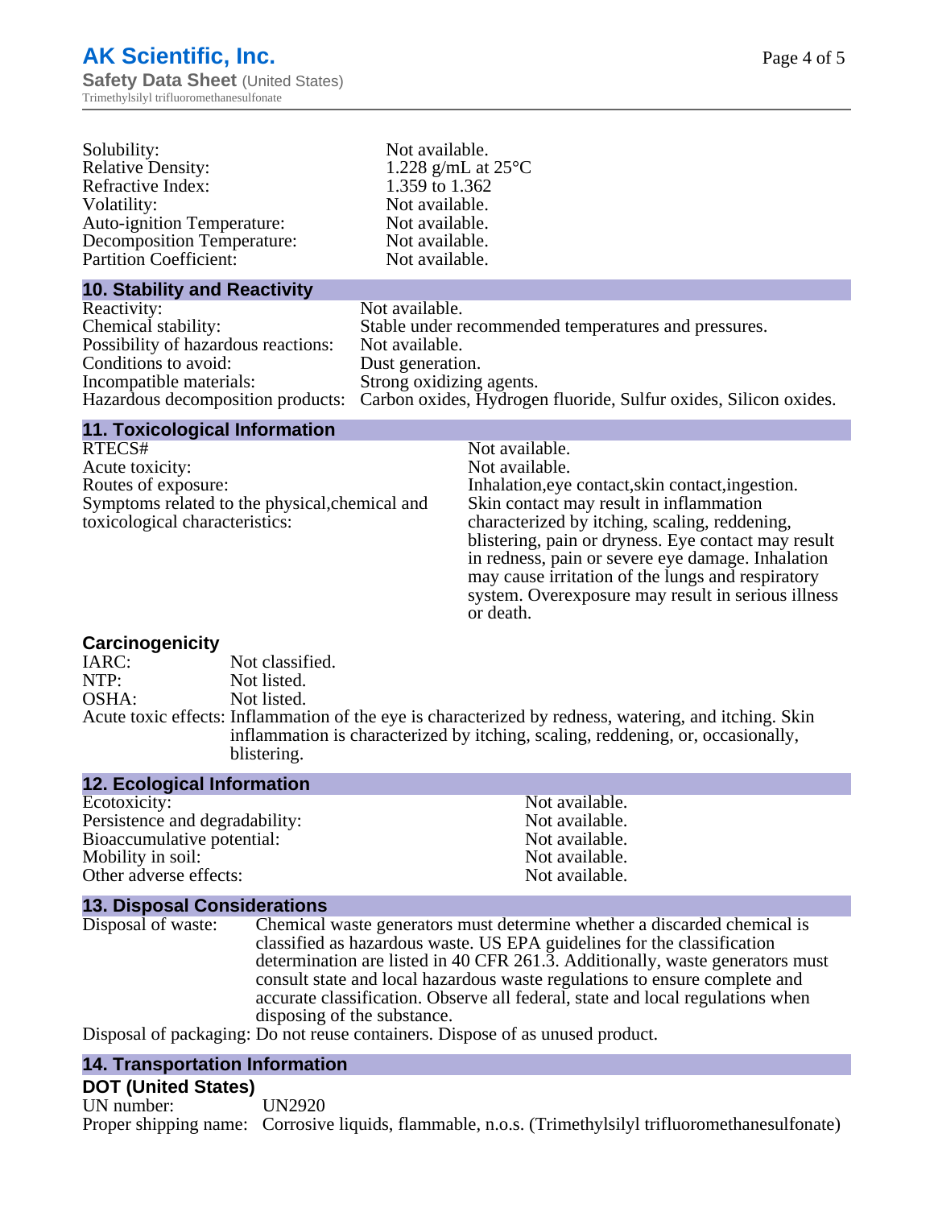| | |
|---|---|
| Solubility: | Not available. |
| Relative Density: | 1.228 g/mL at 25°C |
| Refractive Index: | 1.359 to 1.362 |
| Volatility: | Not available. |
| Auto-ignition Temperature: | Not available. |
| Decomposition Temperature: | Not available. |
| Partition Coefficient: | Not available. |

## 10. Stability and Reactivity

| | |
|---|---|
| Reactivity: | Not available. |
| Chemical stability: | Stable under recommended temperatures and pressures. |
| Possibility of hazardous reactions: | Not available. |
| Conditions to avoid: | Dust generation. |
| Incompatible materials: | Strong oxidizing agents. |
| Hazardous decomposition products: | Carbon oxides, Hydrogen fluoride, Sulfur oxides, Silicon oxides. |

## 11. Toxicological Information

| | |
|---|---|
| RTECS# | Not available. |
| Acute toxicity: | Not available. |
| Routes of exposure: | Inhalation,eye contact,skin contact,ingestion. |
| Symptoms related to the physical,chemical and toxicological characteristics: | Skin contact may result in inflammation characterized by itching, scaling, reddening, blistering, pain or dryness. Eye contact may result in redness, pain or severe eye damage. Inhalation may cause irritation of the lungs and respiratory system. Overexposure may result in serious illness or death. |

### Carcinogenicity

| | |
|---|---|
| IARC: | Not classified. |
| NTP: | Not listed. |
| OSHA: | Not listed. |

Acute toxic effects: Inflammation of the eye is characterized by redness, watering, and itching. Skin inflammation is characterized by itching, scaling, reddening, or, occasionally, blistering.

## 12. Ecological Information

| | |
|---|---|
| Ecotoxicity: | Not available. |
| Persistence and degradability: | Not available. |
| Bioaccumulative potential: | Not available. |
| Mobility in soil: | Not available. |
| Other adverse effects: | Not available. |

## 13. Disposal Considerations

Disposal of waste: Chemical waste generators must determine whether a discarded chemical is classified as hazardous waste. US EPA guidelines for the classification determination are listed in 40 CFR 261.3. Additionally, waste generators must consult state and local hazardous waste regulations to ensure complete and accurate classification. Observe all federal, state and local regulations when disposing of the substance.

Disposal of packaging: Do not reuse containers. Dispose of as unused product.

## 14. Transportation Information

### DOT (United States)

UN number: UN2920

Proper shipping name: Corrosive liquids, flammable, n.o.s. (Trimethylsilyl trifluoromethanesulfonate)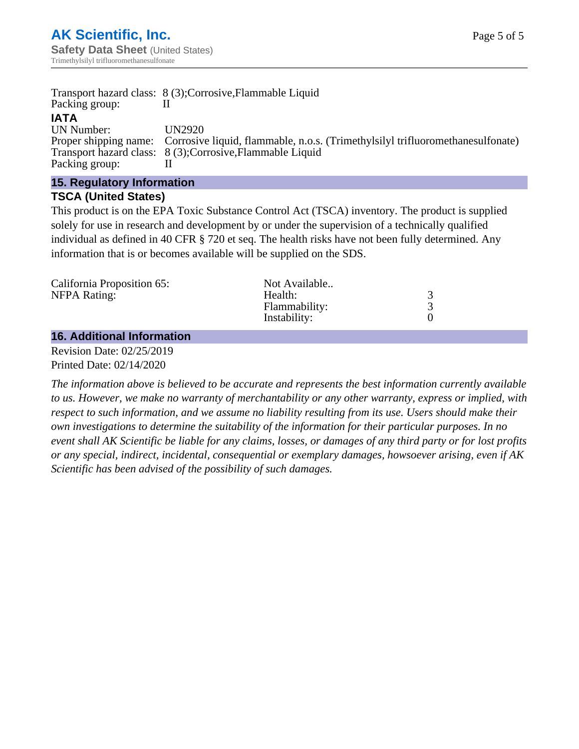Transport hazard class: 8 (3);Corrosive,Flammable Liquid
Packing group: II

**IATA**

UN Number: UN2920
Proper shipping name: Corrosive liquid, flammable, n.o.s. (Trimethylsilyl trifluoromethanesulfonate)
Transport hazard class: 8 (3);Corrosive,Flammable Liquid
Packing group: II

## 15. Regulatory Information

### TSCA (United States)

This product is on the EPA Toxic Substance Control Act (TSCA) inventory. The product is supplied solely for use in research and development by or under the supervision of a technically qualified individual as defined in 40 CFR § 720 et seq. The health risks have not been fully determined. Any information that is or becomes available will be supplied on the SDS.

| | | |
|---|---|---|
| California Proposition 65: | Not Available.. | |
| NFPA Rating: | Health: | 3 |
| | Flammability: | 3 |
| | Instability: | 0 |

## 16. Additional Information

Revision Date: 02/25/2019
Printed Date: 02/14/2020

*The information above is believed to be accurate and represents the best information currently available to us. However, we make no warranty of merchantability or any other warranty, express or implied, with respect to such information, and we assume no liability resulting from its use. Users should make their own investigations to determine the suitability of the information for their particular purposes. In no event shall AK Scientific be liable for any claims, losses, or damages of any third party or for lost profits or any special, indirect, incidental, consequential or exemplary damages, howsoever arising, even if AK Scientific has been advised of the possibility of such damages.*